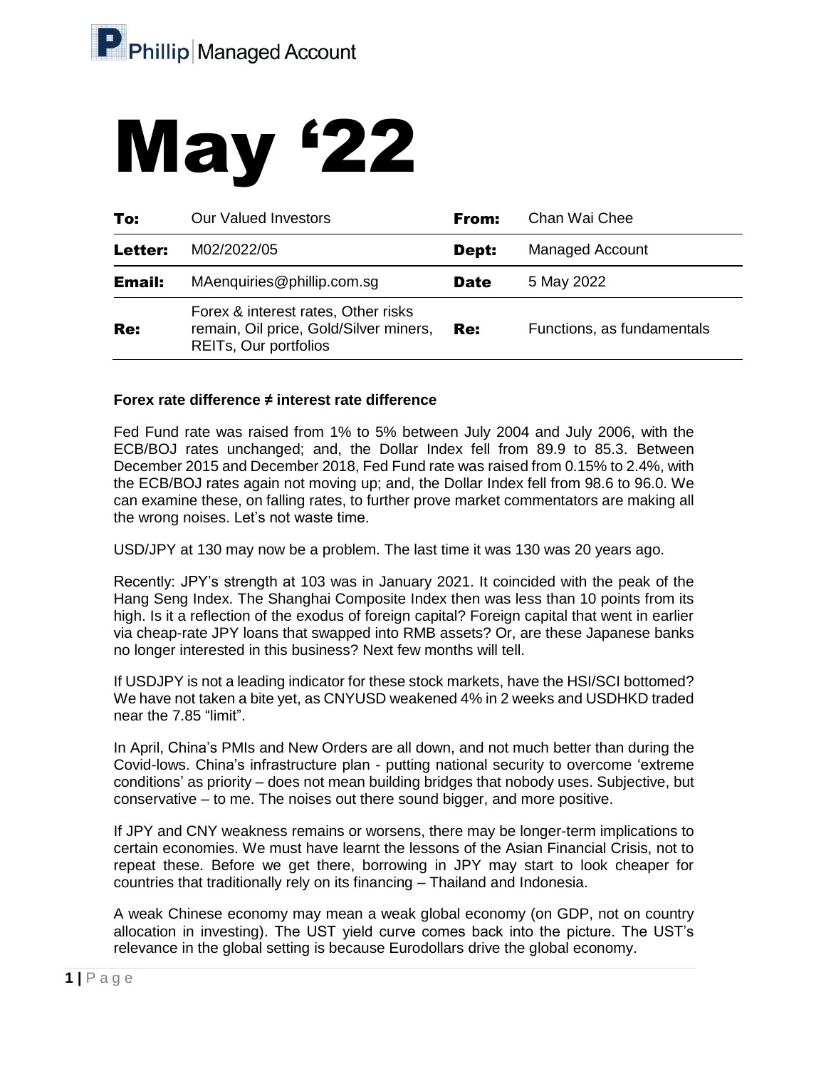Phillip | Managed Account

# May '22

| To: | Our Valued Investors | From: | Chan Wai Chee |
|---|---|---|---|
| Letter: | M02/2022/05 | Dept: | Managed Account |
| Email: | MAenquiries@phillip.com.sg | Date | 5 May 2022 |
| Re: | Forex & interest rates, Other risks remain, Oil price, Gold/Silver miners, REITs, Our portfolios | Re: | Functions, as fundamentals |

**Forex rate difference ≠ interest rate difference**

Fed Fund rate was raised from 1% to 5% between July 2004 and July 2006, with the ECB/BOJ rates unchanged; and, the Dollar Index fell from 89.9 to 85.3. Between December 2015 and December 2018, Fed Fund rate was raised from 0.15% to 2.4%, with the ECB/BOJ rates again not moving up; and, the Dollar Index fell from 98.6 to 96.0. We can examine these, on falling rates, to further prove market commentators are making all the wrong noises. Let's not waste time.

USD/JPY at 130 may now be a problem. The last time it was 130 was 20 years ago.

Recently: JPY's strength at 103 was in January 2021. It coincided with the peak of the Hang Seng Index. The Shanghai Composite Index then was less than 10 points from its high. Is it a reflection of the exodus of foreign capital? Foreign capital that went in earlier via cheap-rate JPY loans that swapped into RMB assets? Or, are these Japanese banks no longer interested in this business? Next few months will tell.

If USDJPY is not a leading indicator for these stock markets, have the HSI/SCI bottomed? We have not taken a bite yet, as CNYUSD weakened 4% in 2 weeks and USDHKD traded near the 7.85 "limit".

In April, China's PMIs and New Orders are all down, and not much better than during the Covid-lows. China's infrastructure plan - putting national security to overcome 'extreme conditions' as priority – does not mean building bridges that nobody uses. Subjective, but conservative – to me. The noises out there sound bigger, and more positive.

If JPY and CNY weakness remains or worsens, there may be longer-term implications to certain economies. We must have learnt the lessons of the Asian Financial Crisis, not to repeat these. Before we get there, borrowing in JPY may start to look cheaper for countries that traditionally rely on its financing – Thailand and Indonesia.

A weak Chinese economy may mean a weak global economy (on GDP, not on country allocation in investing). The UST yield curve comes back into the picture. The UST's relevance in the global setting is because Eurodollars drive the global economy.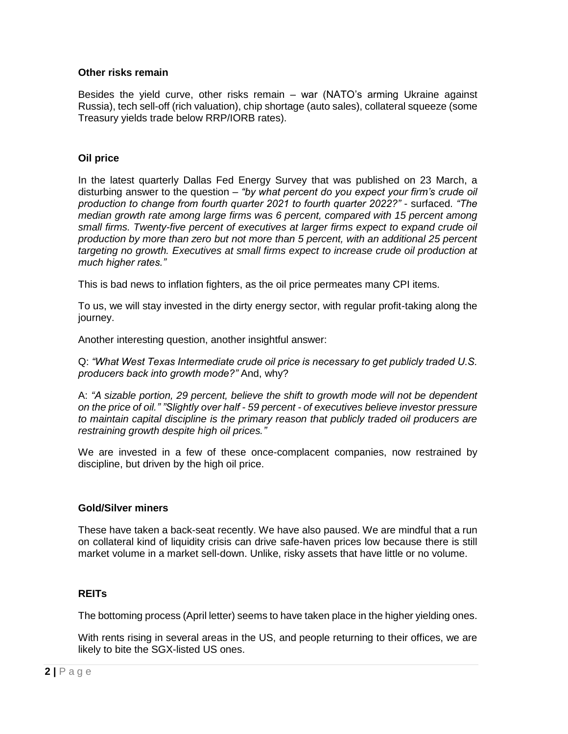**Other risks remain**

Besides the yield curve, other risks remain – war (NATO's arming Ukraine against Russia), tech sell-off (rich valuation), chip shortage (auto sales), collateral squeeze (some Treasury yields trade below RRP/IORB rates).

**Oil price**

In the latest quarterly Dallas Fed Energy Survey that was published on 23 March, a disturbing answer to the question – *"by what percent do you expect your firm's crude oil production to change from fourth quarter 2021 to fourth quarter 2022?"* - surfaced. *"The median growth rate among large firms was 6 percent, compared with 15 percent among small firms. Twenty-five percent of executives at larger firms expect to expand crude oil production by more than zero but not more than 5 percent, with an additional 25 percent targeting no growth. Executives at small firms expect to increase crude oil production at much higher rates."*

This is bad news to inflation fighters, as the oil price permeates many CPI items.

To us, we will stay invested in the dirty energy sector, with regular profit-taking along the journey.

Another interesting question, another insightful answer:

Q: *"What West Texas Intermediate crude oil price is necessary to get publicly traded U.S. producers back into growth mode?"* And, why?

A: *"A sizable portion, 29 percent, believe the shift to growth mode will not be dependent on the price of oil." "Slightly over half - 59 percent - of executives believe investor pressure to maintain capital discipline is the primary reason that publicly traded oil producers are restraining growth despite high oil prices."*

We are invested in a few of these once-complacent companies, now restrained by discipline, but driven by the high oil price.

**Gold/Silver miners**

These have taken a back-seat recently. We have also paused. We are mindful that a run on collateral kind of liquidity crisis can drive safe-haven prices low because there is still market volume in a market sell-down. Unlike, risky assets that have little or no volume.

**REITs**

The bottoming process (April letter) seems to have taken place in the higher yielding ones.

With rents rising in several areas in the US, and people returning to their offices, we are likely to bite the SGX-listed US ones.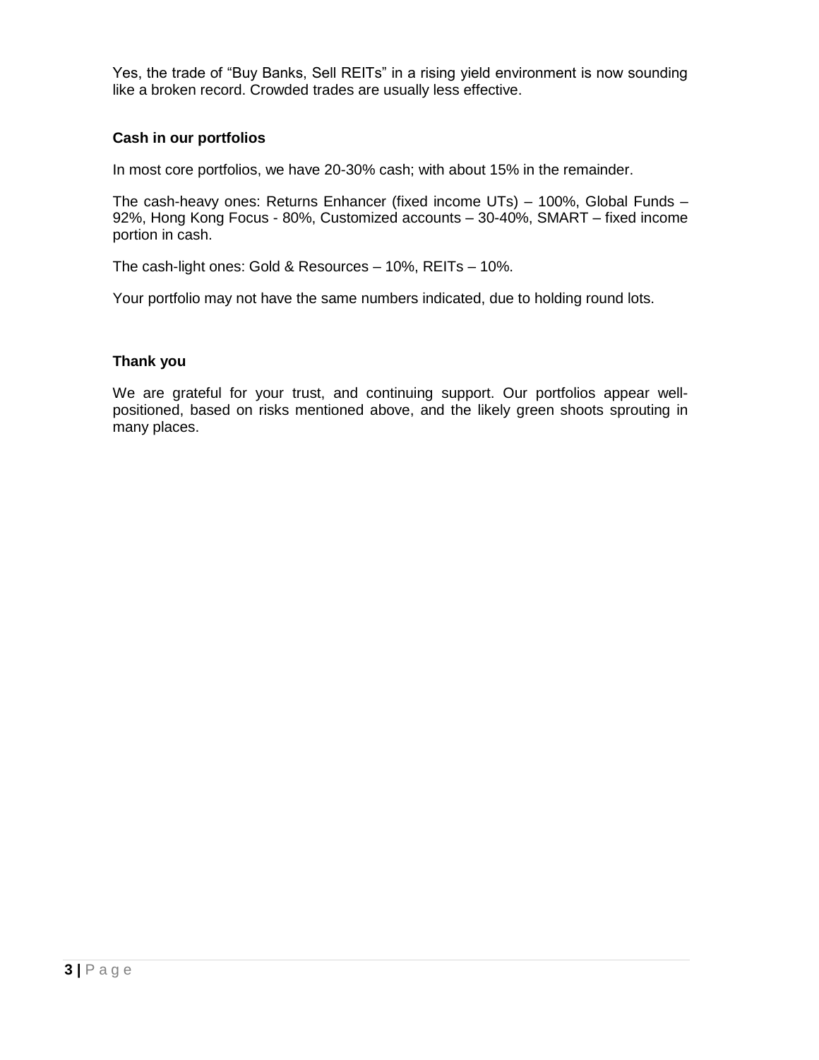Yes, the trade of “Buy Banks, Sell REITs” in a rising yield environment is now sounding like a broken record. Crowded trades are usually less effective.

**Cash in our portfolios**

In most core portfolios, we have 20-30% cash; with about 15% in the remainder.

The cash-heavy ones: Returns Enhancer (fixed income UTs) – 100%, Global Funds – 92%, Hong Kong Focus - 80%, Customized accounts – 30-40%, SMART – fixed income portion in cash.

The cash-light ones: Gold & Resources – 10%, REITs – 10%.

Your portfolio may not have the same numbers indicated, due to holding round lots.

**Thank you**

We are grateful for your trust, and continuing support. Our portfolios appear well-positioned, based on risks mentioned above, and the likely green shoots sprouting in many places.